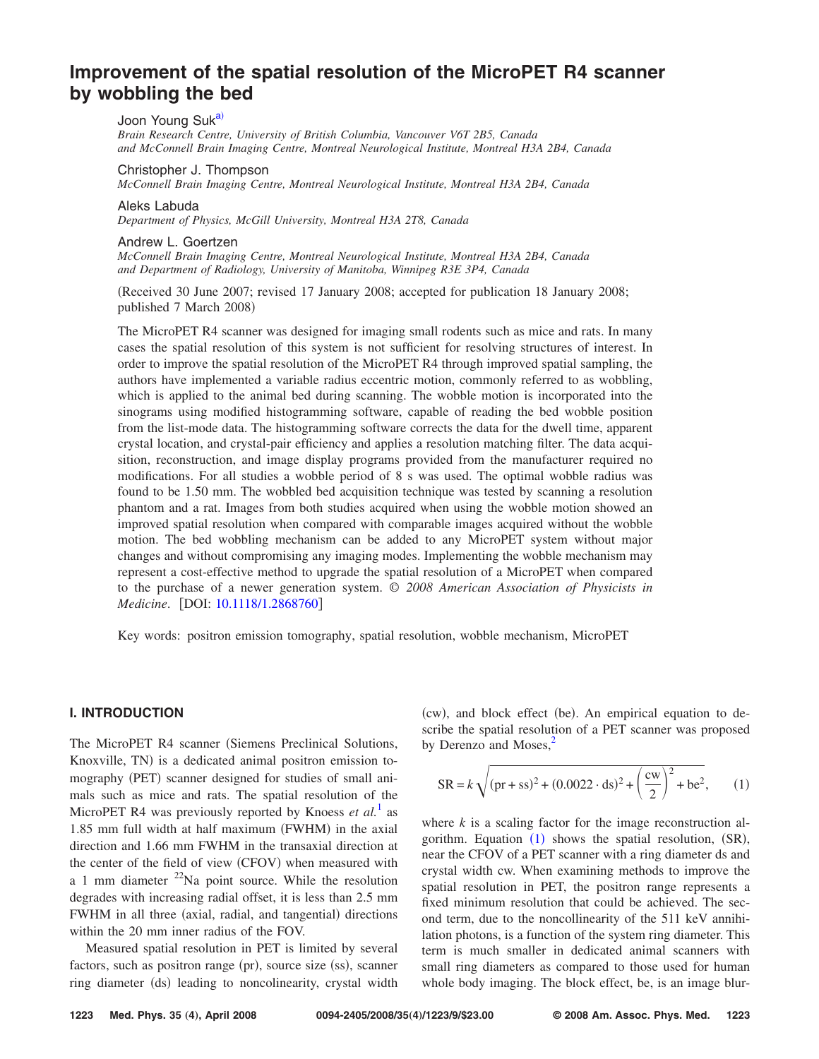# Improvement of the spatial resolution of the MicroPET R4 scanner by wobbling the bed

Joon Young Suk[a)]
*Brain Research Centre, University of British Columbia, Vancouver V6T 2B5, Canada and McConnell Brain Imaging Centre, Montreal Neurological Institute, Montreal H3A 2B4, Canada*

Christopher J. Thompson
*McConnell Brain Imaging Centre, Montreal Neurological Institute, Montreal H3A 2B4, Canada*

Aleks Labuda
*Department of Physics, McGill University, Montreal H3A 2T8, Canada*

Andrew L. Goertzen
*McConnell Brain Imaging Centre, Montreal Neurological Institute, Montreal H3A 2B4, Canada and Department of Radiology, University of Manitoba, Winnipeg R3E 3P4, Canada*

(Received 30 June 2007; revised 17 January 2008; accepted for publication 18 January 2008; published 7 March 2008)

The MicroPET R4 scanner was designed for imaging small rodents such as mice and rats. In many cases the spatial resolution of this system is not sufficient for resolving structures of interest. In order to improve the spatial resolution of the MicroPET R4 through improved spatial sampling, the authors have implemented a variable radius eccentric motion, commonly referred to as wobbling, which is applied to the animal bed during scanning. The wobble motion is incorporated into the sinograms using modified histogramming software, capable of reading the bed wobble position from the list-mode data. The histogramming software corrects the data for the dwell time, apparent crystal location, and crystal-pair efficiency and applies a resolution matching filter. The data acquisition, reconstruction, and image display programs provided from the manufacturer required no modifications. For all studies a wobble period of 8 s was used. The optimal wobble radius was found to be 1.50 mm. The wobbled bed acquisition technique was tested by scanning a resolution phantom and a rat. Images from both studies acquired when using the wobble motion showed an improved spatial resolution when compared with comparable images acquired without the wobble motion. The bed wobbling mechanism can be added to any MicroPET system without major changes and without compromising any imaging modes. Implementing the wobble mechanism may represent a cost-effective method to upgrade the spatial resolution of a MicroPET when compared to the purchase of a newer generation system. © *2008 American Association of Physicists in Medicine*. [DOI: 10.1118/1.2868760]

Key words: positron emission tomography, spatial resolution, wobble mechanism, MicroPET

## I. INTRODUCTION

The MicroPET R4 scanner (Siemens Preclinical Solutions, Knoxville, TN) is a dedicated animal positron emission tomography (PET) scanner designed for studies of small animals such as mice and rats. The spatial resolution of the MicroPET R4 was previously reported by Knoess *et al.*[1] as 1.85 mm full width at half maximum (FWHM) in the axial direction and 1.66 mm FWHM in the transaxial direction at the center of the field of view (CFOV) when measured with a 1 mm diameter $^{22}$Na point source. While the resolution degrades with increasing radial offset, it is less than 2.5 mm FWHM in all three (axial, radial, and tangential) directions within the 20 mm inner radius of the FOV.

Measured spatial resolution in PET is limited by several factors, such as positron range (pr), source size (ss), scanner ring diameter (ds) leading to noncolinearity, crystal width (cw), and block effect (be). An empirical equation to describe the spatial resolution of a PET scanner was proposed by Derenzo and Moses,[2]

$$\mathrm{SR} = k\sqrt{(\mathrm{pr}+\mathrm{ss})^2 + (0.0022\cdot \mathrm{ds})^2 + \left(\frac{\mathrm{cw}}{2}\right)^2 + \mathrm{be}^2}, \qquad (1)$$

where $k$ is a scaling factor for the image reconstruction algorithm. Equation (1) shows the spatial resolution, (SR), near the CFOV of a PET scanner with a ring diameter ds and crystal width cw. When examining methods to improve the spatial resolution in PET, the positron range represents a fixed minimum resolution that could be achieved. The second term, due to the noncollinearity of the 511 keV annihilation photons, is a function of the system ring diameter. This term is much smaller in dedicated animal scanners with small ring diameters as compared to those used for human whole body imaging. The block effect, be, is an image blur-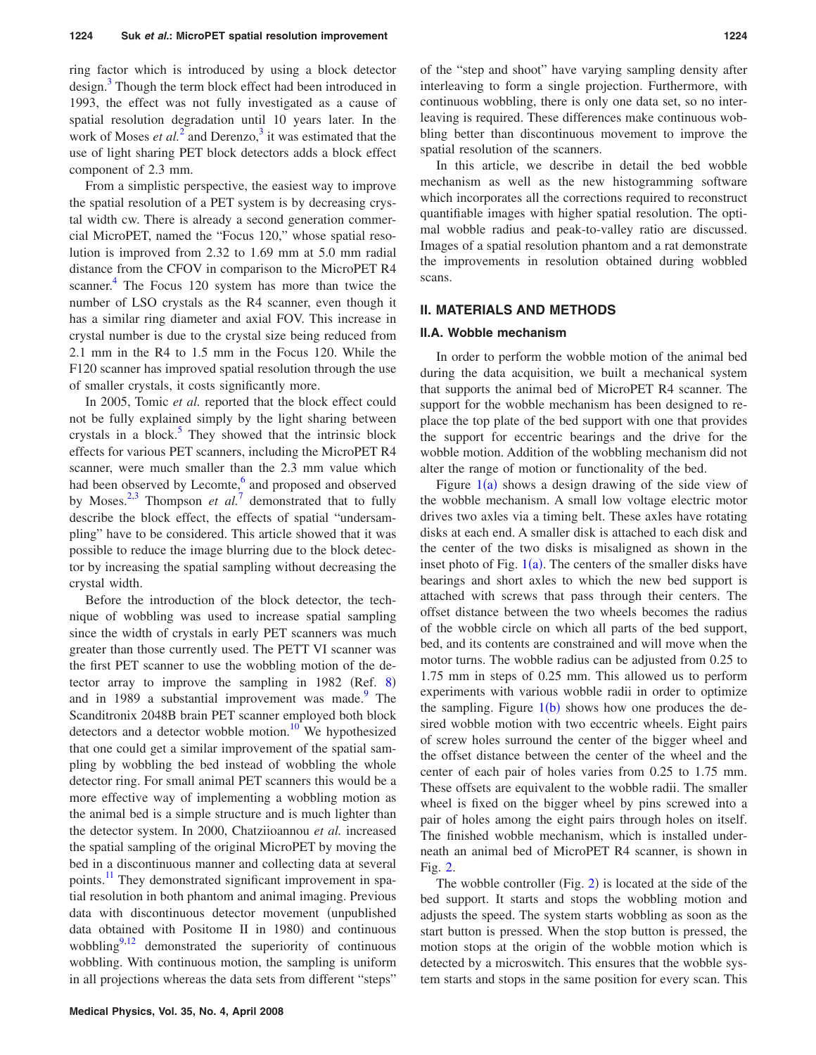ring factor which is introduced by using a block detector design.[3] Though the term block effect had been introduced in 1993, the effect was not fully investigated as a cause of spatial resolution degradation until 10 years later. In the work of Moses *et al.*[2] and Derenzo,[3] it was estimated that the use of light sharing PET block detectors adds a block effect component of 2.3 mm.

From a simplistic perspective, the easiest way to improve the spatial resolution of a PET system is by decreasing crystal width cw. There is already a second generation commercial MicroPET, named the "Focus 120," whose spatial resolution is improved from 2.32 to 1.69 mm at 5.0 mm radial distance from the CFOV in comparison to the MicroPET R4 scanner.[4] The Focus 120 system has more than twice the number of LSO crystals as the R4 scanner, even though it has a similar ring diameter and axial FOV. This increase in crystal number is due to the crystal size being reduced from 2.1 mm in the R4 to 1.5 mm in the Focus 120. While the F120 scanner has improved spatial resolution through the use of smaller crystals, it costs significantly more.

In 2005, Tomic *et al.* reported that the block effect could not be fully explained simply by the light sharing between crystals in a block.[5] They showed that the intrinsic block effects for various PET scanners, including the MicroPET R4 scanner, were much smaller than the 2.3 mm value which had been observed by Lecomte,[6] and proposed and observed by Moses.[2,3] Thompson *et al.*[7] demonstrated that to fully describe the block effect, the effects of spatial "undersampling" have to be considered. This article showed that it was possible to reduce the image blurring due to the block detector by increasing the spatial sampling without decreasing the crystal width.

Before the introduction of the block detector, the technique of wobbling was used to increase spatial sampling since the width of crystals in early PET scanners was much greater than those currently used. The PETT VI scanner was the first PET scanner to use the wobbling motion of the detector array to improve the sampling in 1982 (Ref. 8) and in 1989 a substantial improvement was made.[9] The Scanditronix 2048B brain PET scanner employed both block detectors and a detector wobble motion.[10] We hypothesized that one could get a similar improvement of the spatial sampling by wobbling the bed instead of wobbling the whole detector ring. For small animal PET scanners this would be a more effective way of implementing a wobbling motion as the animal bed is a simple structure and is much lighter than the detector system. In 2000, Chatziioannou *et al.* increased the spatial sampling of the original MicroPET by moving the bed in a discontinuous manner and collecting data at several points.[11] They demonstrated significant improvement in spatial resolution in both phantom and animal imaging. Previous data with discontinuous detector movement (unpublished data obtained with Positome II in 1980) and continuous wobbling[9,12] demonstrated the superiority of continuous wobbling. With continuous motion, the sampling is uniform in all projections whereas the data sets from different "steps" of the "step and shoot" have varying sampling density after interleaving to form a single projection. Furthermore, with continuous wobbling, there is only one data set, so no interleaving is required. These differences make continuous wobbling better than discontinuous movement to improve the spatial resolution of the scanners.

In this article, we describe in detail the bed wobble mechanism as well as the new histogramming software which incorporates all the corrections required to reconstruct quantifiable images with higher spatial resolution. The optimal wobble radius and peak-to-valley ratio are discussed. Images of a spatial resolution phantom and a rat demonstrate the improvements in resolution obtained during wobbled scans.

## II. MATERIALS AND METHODS

### II.A. Wobble mechanism

In order to perform the wobble motion of the animal bed during the data acquisition, we built a mechanical system that supports the animal bed of MicroPET R4 scanner. The support for the wobble mechanism has been designed to replace the top plate of the bed support with one that provides the support for eccentric bearings and the drive for the wobble motion. Addition of the wobbling mechanism did not alter the range of motion or functionality of the bed.

Figure 1(a) shows a design drawing of the side view of the wobble mechanism. A small low voltage electric motor drives two axles via a timing belt. These axles have rotating disks at each end. A smaller disk is attached to each disk and the center of the two disks is misaligned as shown in the inset photo of Fig. 1(a). The centers of the smaller disks have bearings and short axles to which the new bed support is attached with screws that pass through their centers. The offset distance between the two wheels becomes the radius of the wobble circle on which all parts of the bed support, bed, and its contents are constrained and will move when the motor turns. The wobble radius can be adjusted from 0.25 to 1.75 mm in steps of 0.25 mm. This allowed us to perform experiments with various wobble radii in order to optimize the sampling. Figure 1(b) shows how one produces the desired wobble motion with two eccentric wheels. Eight pairs of screw holes surround the center of the bigger wheel and the offset distance between the center of the wheel and the center of each pair of holes varies from 0.25 to 1.75 mm. These offsets are equivalent to the wobble radii. The smaller wheel is fixed on the bigger wheel by pins screwed into a pair of holes among the eight pairs through holes on itself. The finished wobble mechanism, which is installed underneath an animal bed of MicroPET R4 scanner, is shown in Fig. 2.

The wobble controller (Fig. 2) is located at the side of the bed support. It starts and stops the wobbling motion and adjusts the speed. The system starts wobbling as soon as the start button is pressed. When the stop button is pressed, the motion stops at the origin of the wobble motion which is detected by a microswitch. This ensures that the wobble system starts and stops in the same position for every scan. This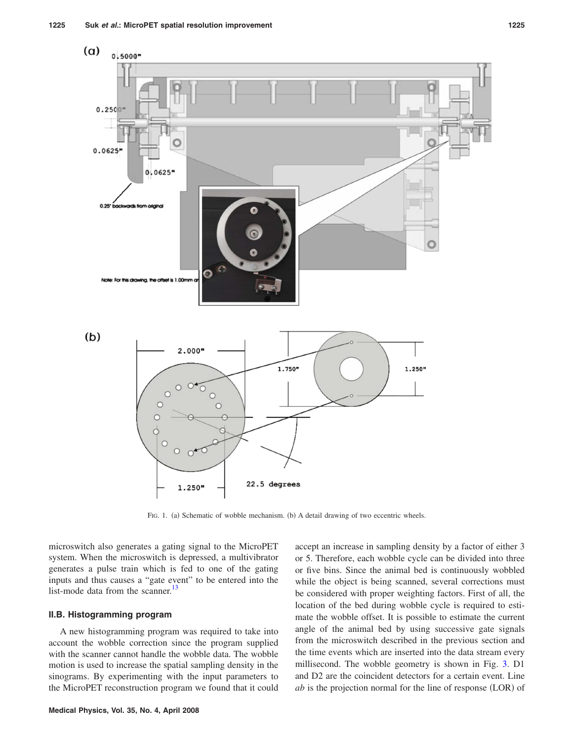FIG. 1. (a) Schematic of wobble mechanism. (b) A detail drawing of two eccentric wheels.

microswitch also generates a gating signal to the MicroPET system. When the microswitch is depressed, a multivibrator generates a pulse train which is fed to one of the gating inputs and thus causes a "gate event" to be entered into the list-mode data from the scanner.[13]

### II.B. Histogramming program

A new histogramming program was required to take into account the wobble correction since the program supplied with the scanner cannot handle the wobble data. The wobble motion is used to increase the spatial sampling density in the sinograms. By experimenting with the input parameters to the MicroPET reconstruction program we found that it could accept an increase in sampling density by a factor of either 3 or 5. Therefore, each wobble cycle can be divided into three or five bins. Since the animal bed is continuously wobbled while the object is being scanned, several corrections must be considered with proper weighting factors. First of all, the location of the bed during wobble cycle is required to estimate the wobble offset. It is possible to estimate the current angle of the animal bed by using successive gate signals from the microswitch described in the previous section and the time events which are inserted into the data stream every millisecond. The wobble geometry is shown in Fig. 3. D1 and D2 are the coincident detectors for a certain event. Line *ab* is the projection normal for the line of response (LOR) of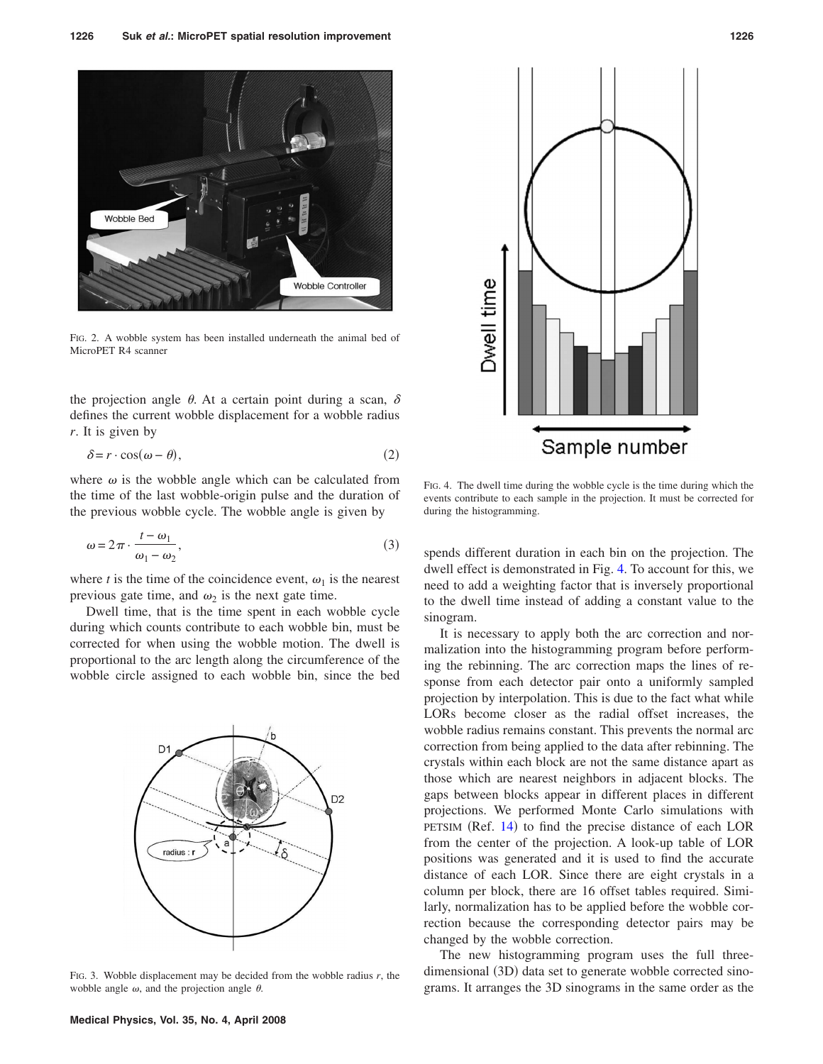FIG. 2. A wobble system has been installed underneath the animal bed of MicroPET R4 scanner

the projection angle $\theta$. At a certain point during a scan, $\delta$ defines the current wobble displacement for a wobble radius $r$. It is given by

$$\delta = r \cdot \cos(\omega - \theta), \tag{2}$$

where $\omega$ is the wobble angle which can be calculated from the time of the last wobble-origin pulse and the duration of the previous wobble cycle. The wobble angle is given by

$$\omega = 2\pi \cdot \frac{t - \omega_1}{\omega_1 - \omega_2}, \tag{3}$$

where $t$ is the time of the coincidence event, $\omega_1$ is the nearest previous gate time, and $\omega_2$ is the next gate time.

Dwell time, that is the time spent in each wobble cycle during which counts contribute to each wobble bin, must be corrected for when using the wobble motion. The dwell is proportional to the arc length along the circumference of the wobble circle assigned to each wobble bin, since the bed spends different duration in each bin on the projection. The dwell effect is demonstrated in Fig. 4. To account for this, we need to add a weighting factor that is inversely proportional to the dwell time instead of adding a constant value to the sinogram.

FIG. 3. Wobble displacement may be decided from the wobble radius $r$, the wobble angle $\omega$, and the projection angle $\theta$.

FIG. 4. The dwell time during the wobble cycle is the time during which the events contribute to each sample in the projection. It must be corrected for during the histogramming.

It is necessary to apply both the arc correction and normalization into the histogramming program before performing the rebinning. The arc correction maps the lines of response from each detector pair onto a uniformly sampled projection by interpolation. This is due to the fact what while LORs become closer as the radial offset increases, the wobble radius remains constant. This prevents the normal arc correction from being applied to the data after rebinning. The crystals within each block are not the same distance apart as those which are nearest neighbors in adjacent blocks. The gaps between blocks appear in different places in different projections. We performed Monte Carlo simulations with PETSIM (Ref. 14) to find the precise distance of each LOR from the center of the projection. A look-up table of LOR positions was generated and it is used to find the accurate distance of each LOR. Since there are eight crystals in a column per block, there are 16 offset tables required. Similarly, normalization has to be applied before the wobble correction because the corresponding detector pairs may be changed by the wobble correction.

The new histogramming program uses the full three-dimensional (3D) data set to generate wobble corrected sinograms. It arranges the 3D sinograms in the same order as the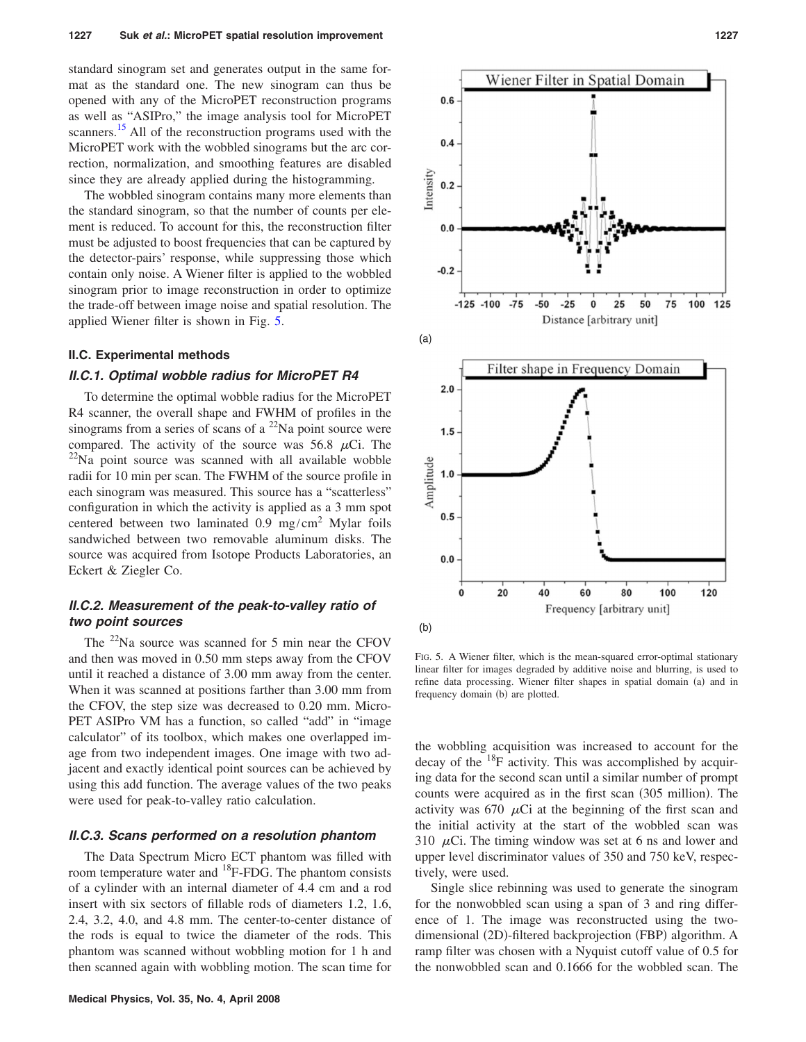standard sinogram set and generates output in the same format as the standard one. The new sinogram can thus be opened with any of the MicroPET reconstruction programs as well as "ASIPro," the image analysis tool for MicroPET scanners.[15] All of the reconstruction programs used with the MicroPET work with the wobbled sinograms but the arc correction, normalization, and smoothing features are disabled since they are already applied during the histogramming.

The wobbled sinogram contains many more elements than the standard sinogram, so that the number of counts per element is reduced. To account for this, the reconstruction filter must be adjusted to boost frequencies that can be captured by the detector-pairs' response, while suppressing those which contain only noise. A Wiener filter is applied to the wobbled sinogram prior to image reconstruction in order to optimize the trade-off between image noise and spatial resolution. The applied Wiener filter is shown in Fig. 5.

### II.C. Experimental methods

#### II.C.1. Optimal wobble radius for MicroPET R4

To determine the optimal wobble radius for the MicroPET R4 scanner, the overall shape and FWHM of profiles in the sinograms from a series of scans of a $^{22}$Na point source were compared. The activity of the source was 56.8 $\mu$Ci. The $^{22}$Na point source was scanned with all available wobble radii for 10 min per scan. The FWHM of the source profile in each sinogram was measured. This source has a "scatterless" configuration in which the activity is applied as a 3 mm spot centered between two laminated 0.9 mg/cm$^2$ Mylar foils sandwiched between two removable aluminum disks. The source was acquired from Isotope Products Laboratories, an Eckert & Ziegler Co.

#### II.C.2. Measurement of the peak-to-valley ratio of two point sources

The $^{22}$Na source was scanned for 5 min near the CFOV and then was moved in 0.50 mm steps away from the CFOV until it reached a distance of 3.00 mm away from the center. When it was scanned at positions farther than 3.00 mm from the CFOV, the step size was decreased to 0.20 mm. MicroPET ASIPro VM has a function, so called "add" in "image calculator" of its toolbox, which makes one overlapped image from two independent images. One image with two adjacent and exactly identical point sources can be achieved by using this add function. The average values of the two peaks were used for peak-to-valley ratio calculation.

#### II.C.3. Scans performed on a resolution phantom

The Data Spectrum Micro ECT phantom was filled with room temperature water and $^{18}$F-FDG. The phantom consists of a cylinder with an internal diameter of 4.4 cm and a rod insert with six sectors of fillable rods of diameters 1.2, 1.6, 2.4, 3.2, 4.0, and 4.8 mm. The center-to-center distance of the rods is equal to twice the diameter of the rods. This phantom was scanned without wobbling motion for 1 h and then scanned again with wobbling motion. The scan time for the wobbling acquisition was increased to account for the decay of the $^{18}$F activity. This was accomplished by acquiring data for the second scan until a similar number of prompt counts were acquired as in the first scan (305 million). The activity was 670 $\mu$Ci at the beginning of the first scan and the initial activity at the start of the wobbled scan was 310 $\mu$Ci. The timing window was set at 6 ns and lower and upper level discriminator values of 350 and 750 keV, respectively, were used.

Single slice rebinning was used to generate the sinogram for the nonwobbled scan using a span of 3 and ring difference of 1. The image was reconstructed using the two-dimensional (2D)-filtered backprojection (FBP) algorithm. A ramp filter was chosen with a Nyquist cutoff value of 0.5 for the nonwobbled scan and 0.1666 for the wobbled scan. The

FIG. 5. A Wiener filter, which is the mean-squared error-optimal stationary linear filter for images degraded by additive noise and blurring, is used to refine data processing. Wiener filter shapes in spatial domain (a) and in frequency domain (b) are plotted.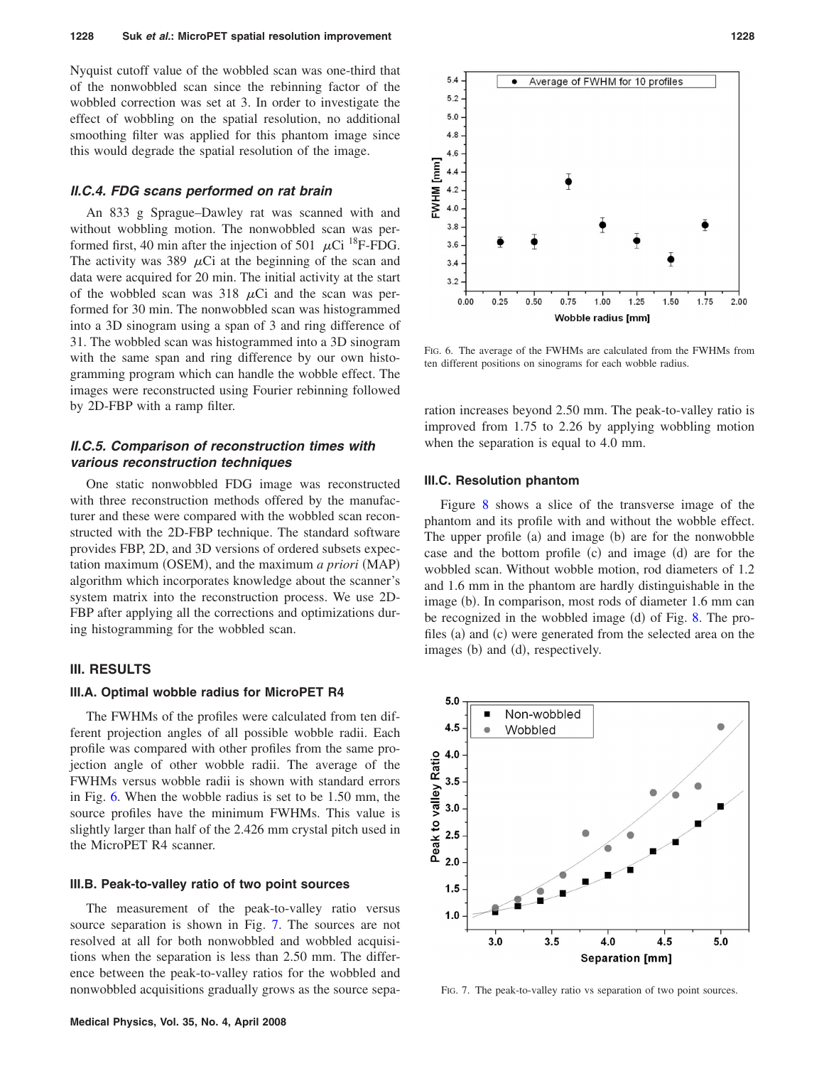Nyquist cutoff value of the wobbled scan was one-third that of the nonwobbled scan since the rebinning factor of the wobbled correction was set at 3. In order to investigate the effect of wobbling on the spatial resolution, no additional smoothing filter was applied for this phantom image since this would degrade the spatial resolution of the image.

### II.C.4. FDG scans performed on rat brain

An 833 g Sprague–Dawley rat was scanned with and without wobbling motion. The nonwobbled scan was performed first, 40 min after the injection of 501 $\mu$Ci $^{18}$F-FDG. The activity was 389 $\mu$Ci at the beginning of the scan and data were acquired for 20 min. The initial activity at the start of the wobbled scan was 318 $\mu$Ci and the scan was performed for 30 min. The nonwobbled scan was histogrammed into a 3D sinogram using a span of 3 and ring difference of 31. The wobbled scan was histogrammed into a 3D sinogram with the same span and ring difference by our own histogramming program which can handle the wobble effect. The images were reconstructed using Fourier rebinning followed by 2D-FBP with a ramp filter.

### II.C.5. Comparison of reconstruction times with various reconstruction techniques

One static nonwobbled FDG image was reconstructed with three reconstruction methods offered by the manufacturer and these were compared with the wobbled scan reconstructed with the 2D-FBP technique. The standard software provides FBP, 2D, and 3D versions of ordered subsets expectation maximum (OSEM), and the maximum *a priori* (MAP) algorithm which incorporates knowledge about the scanner's system matrix into the reconstruction process. We use 2D-FBP after applying all the corrections and optimizations during histogramming for the wobbled scan.

## III. RESULTS

### III.A. Optimal wobble radius for MicroPET R4

The FWHMs of the profiles were calculated from ten different projection angles of all possible wobble radii. Each profile was compared with other profiles from the same projection angle of other wobble radii. The average of the FWHMs versus wobble radii is shown with standard errors in Fig. 6. When the wobble radius is set to be 1.50 mm, the source profiles have the minimum FWHMs. This value is slightly larger than half of the 2.426 mm crystal pitch used in the MicroPET R4 scanner.

FIG. 6. The average of the FWHMs are calculated from the FWHMs from ten different positions on sinograms for each wobble radius.

### III.B. Peak-to-valley ratio of two point sources

The measurement of the peak-to-valley ratio versus source separation is shown in Fig. 7. The sources are not resolved at all for both nonwobbled and wobbled acquisitions when the separation is less than 2.50 mm. The difference between the peak-to-valley ratios for the wobbled and nonwobbled acquisitions gradually grows as the source separation increases beyond 2.50 mm. The peak-to-valley ratio is improved from 1.75 to 2.26 by applying wobbling motion when the separation is equal to 4.0 mm.

### III.C. Resolution phantom

Figure 8 shows a slice of the transverse image of the phantom and its profile with and without the wobble effect. The upper profile (a) and image (b) are for the nonwobble case and the bottom profile (c) and image (d) are for the wobbled scan. Without wobble motion, rod diameters of 1.2 and 1.6 mm in the phantom are hardly distinguishable in the image (b). In comparison, most rods of diameter 1.6 mm can be recognized in the wobbled image (d) of Fig. 8. The profiles (a) and (c) were generated from the selected area on the images (b) and (d), respectively.

FIG. 7. The peak-to-valley ratio vs separation of two point sources.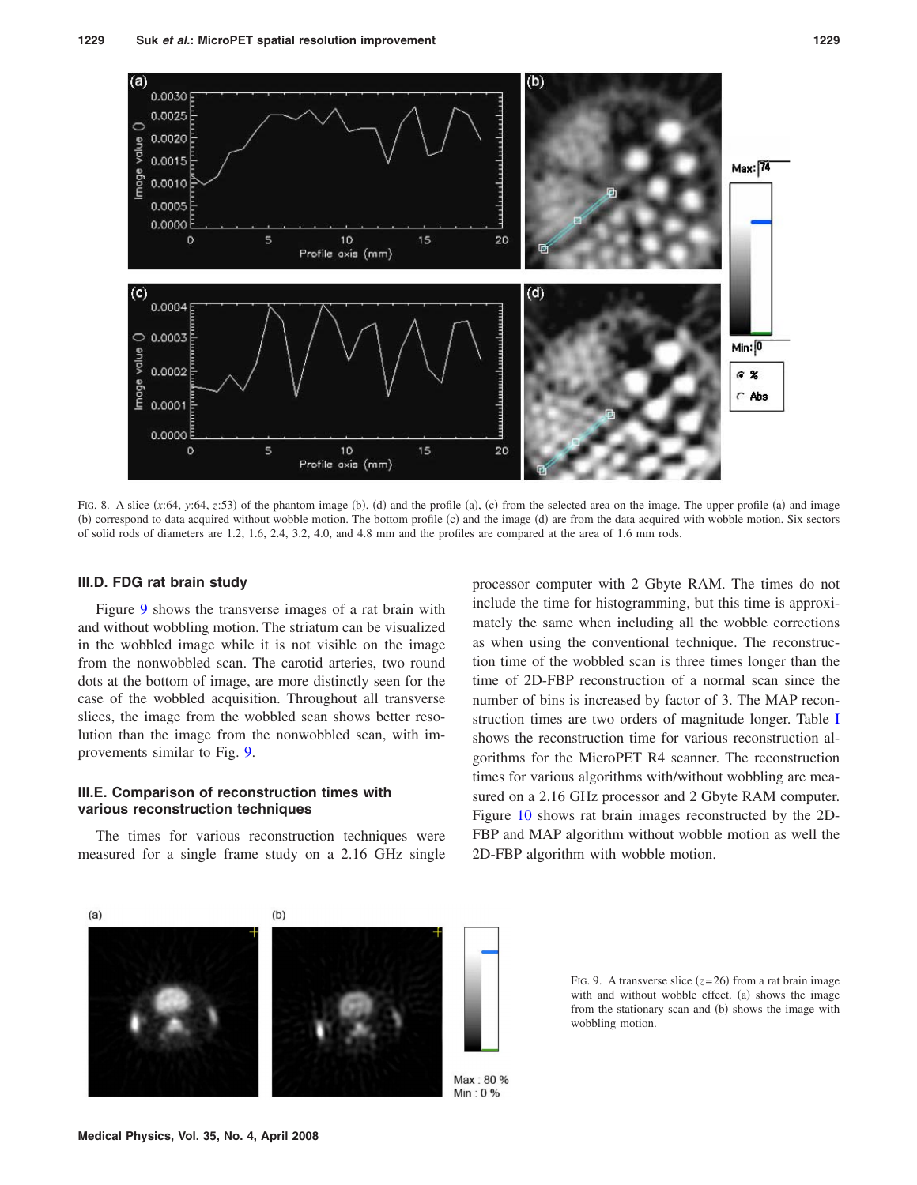FIG. 8. A slice ($x$:64, $y$:64, $z$:53) of the phantom image (b), (d) and the profile (a), (c) from the selected area on the image. The upper profile (a) and image (b) correspond to data acquired without wobble motion. The bottom profile (c) and the image (d) are from the data acquired with wobble motion. Six sectors of solid rods of diameters are 1.2, 1.6, 2.4, 3.2, 4.0, and 4.8 mm and the profiles are compared at the area of 1.6 mm rods.

### III.D. FDG rat brain study

Figure 9 shows the transverse images of a rat brain with and without wobbling motion. The striatum can be visualized in the wobbled image while it is not visible on the image from the nonwobbled scan. The carotid arteries, two round dots at the bottom of image, are more distinctly seen for the case of the wobbled acquisition. Throughout all transverse slices, the image from the wobbled scan shows better resolution than the image from the nonwobbled scan, with improvements similar to Fig. 9.

### III.E. Comparison of reconstruction times with various reconstruction techniques

The times for various reconstruction techniques were measured for a single frame study on a 2.16 GHz single processor computer with 2 Gbyte RAM. The times do not include the time for histogramming, but this time is approximately the same when including all the wobble corrections as when using the conventional technique. The reconstruction time of the wobbled scan is three times longer than the time of 2D-FBP reconstruction of a normal scan since the number of bins is increased by factor of 3. The MAP reconstruction times are two orders of magnitude longer. Table I shows the reconstruction time for various reconstruction algorithms for the MicroPET R4 scanner. The reconstruction times for various algorithms with/without wobbling are measured on a 2.16 GHz processor and 2 Gbyte RAM computer. Figure 10 shows rat brain images reconstructed by the 2D-FBP and MAP algorithm without wobble motion as well the 2D-FBP algorithm with wobble motion.

FIG. 9. A transverse slice ($z$=26) from a rat brain image with and without wobble effect. (a) shows the image from the stationary scan and (b) shows the image with wobbling motion.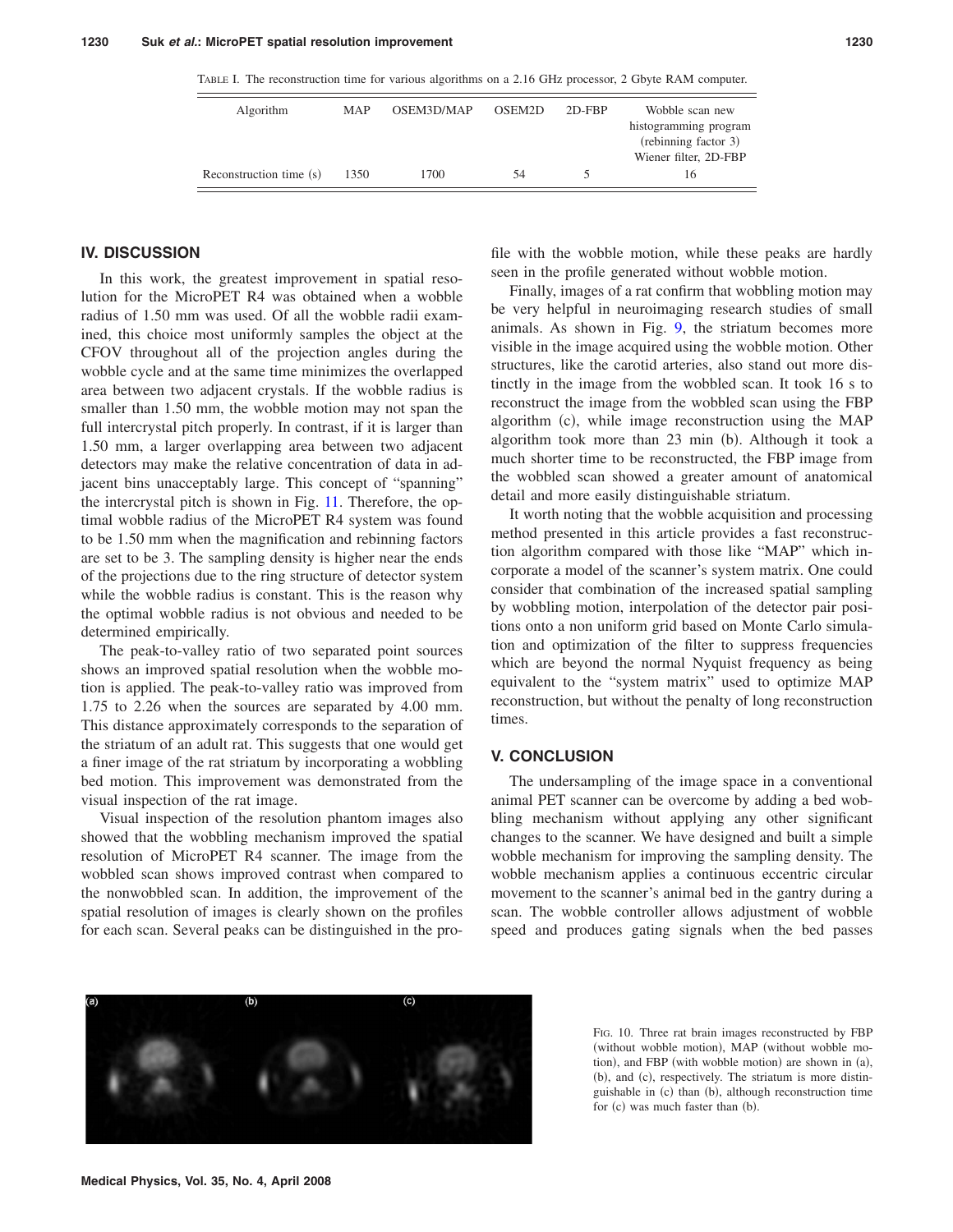TABLE I. The reconstruction time for various algorithms on a 2.16 GHz processor, 2 Gbyte RAM computer.

| Algorithm | MAP | OSEM3D/MAP | OSEM2D | 2D-FBP | Wobble scan new histogramming program (rebinning factor 3) Wiener filter, 2D-FBP |
|---|---|---|---|---|---|
| Reconstruction time (s) | 1350 | 1700 | 54 | 5 | 16 |

## IV. DISCUSSION

In this work, the greatest improvement in spatial resolution for the MicroPET R4 was obtained when a wobble radius of 1.50 mm was used. Of all the wobble radii examined, this choice most uniformly samples the object at the CFOV throughout all of the projection angles during the wobble cycle and at the same time minimizes the overlapped area between two adjacent crystals. If the wobble radius is smaller than 1.50 mm, the wobble motion may not span the full intercrystal pitch properly. In contrast, if it is larger than 1.50 mm, a larger overlapping area between two adjacent detectors may make the relative concentration of data in adjacent bins unacceptably large. This concept of "spanning" the intercrystal pitch is shown in Fig. 11. Therefore, the optimal wobble radius of the MicroPET R4 system was found to be 1.50 mm when the magnification and rebinning factors are set to be 3. The sampling density is higher near the ends of the projections due to the ring structure of detector system while the wobble radius is constant. This is the reason why the optimal wobble radius is not obvious and needed to be determined empirically.

The peak-to-valley ratio of two separated point sources shows an improved spatial resolution when the wobble motion is applied. The peak-to-valley ratio was improved from 1.75 to 2.26 when the sources are separated by 4.00 mm. This distance approximately corresponds to the separation of the striatum of an adult rat. This suggests that one would get a finer image of the rat striatum by incorporating a wobbling bed motion. This improvement was demonstrated from the visual inspection of the rat image.

Visual inspection of the resolution phantom images also showed that the wobbling mechanism improved the spatial resolution of MicroPET R4 scanner. The image from the wobbled scan shows improved contrast when compared to the nonwobbled scan. In addition, the improvement of the spatial resolution of images is clearly shown on the profiles for each scan. Several peaks can be distinguished in the profile with the wobble motion, while these peaks are hardly seen in the profile generated without wobble motion.

Finally, images of a rat confirm that wobbling motion may be very helpful in neuroimaging research studies of small animals. As shown in Fig. 9, the striatum becomes more visible in the image acquired using the wobble motion. Other structures, like the carotid arteries, also stand out more distinctly in the image from the wobbled scan. It took 16 s to reconstruct the image from the wobbled scan using the FBP algorithm (c), while image reconstruction using the MAP algorithm took more than 23 min (b). Although it took a much shorter time to be reconstructed, the FBP image from the wobbled scan showed a greater amount of anatomical detail and more easily distinguishable striatum.

It worth noting that the wobble acquisition and processing method presented in this article provides a fast reconstruction algorithm compared with those like "MAP" which incorporate a model of the scanner's system matrix. One could consider that combination of the increased spatial sampling by wobbling motion, interpolation of the detector pair positions onto a non uniform grid based on Monte Carlo simulation and optimization of the filter to suppress frequencies which are beyond the normal Nyquist frequency as being equivalent to the "system matrix" used to optimize MAP reconstruction, but without the penalty of long reconstruction times.

## V. CONCLUSION

The undersampling of the image space in a conventional animal PET scanner can be overcome by adding a bed wobbling mechanism without applying any other significant changes to the scanner. We have designed and built a simple wobble mechanism for improving the sampling density. The wobble mechanism applies a continuous eccentric circular movement to the scanner's animal bed in the gantry during a scan. The wobble controller allows adjustment of wobble speed and produces gating signals when the bed passes

FIG. 10. Three rat brain images reconstructed by FBP (without wobble motion), MAP (without wobble motion), and FBP (with wobble motion) are shown in (a), (b), and (c), respectively. The striatum is more distinguishable in (c) than (b), although reconstruction time for (c) was much faster than (b).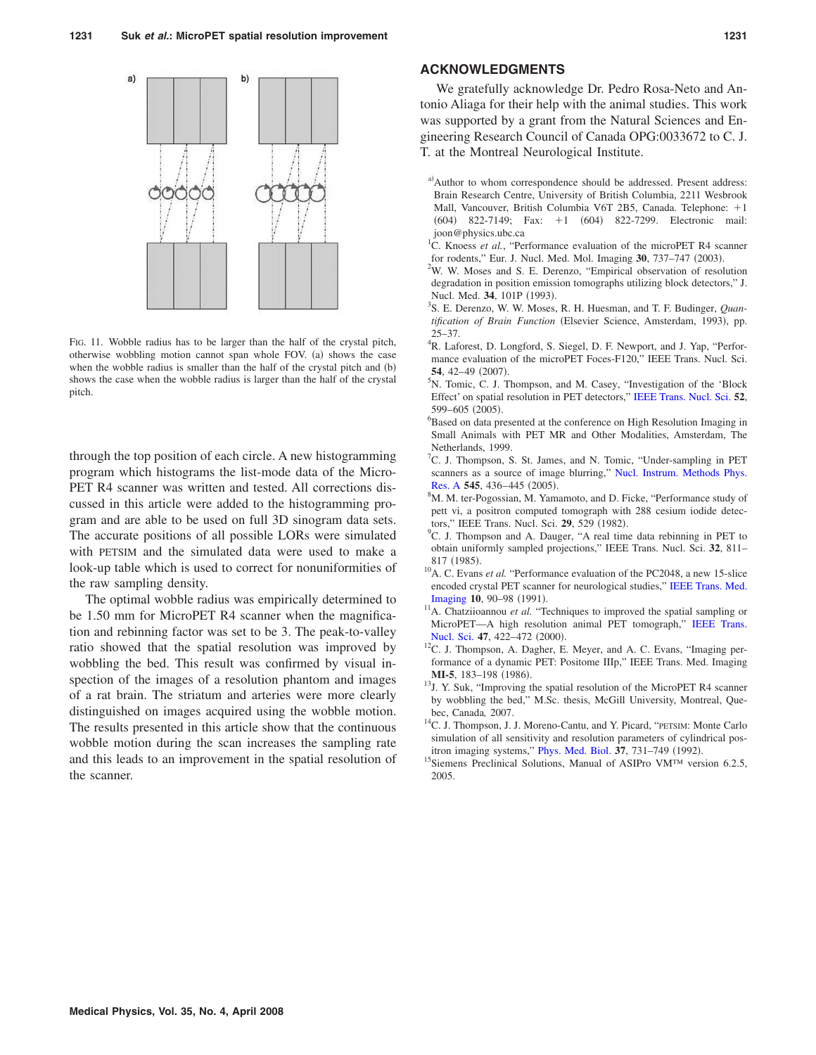a) b)

FIG. 11. Wobble radius has to be larger than the half of the crystal pitch, otherwise wobbling motion cannot span whole FOV. (a) shows the case when the wobble radius is smaller than the half of the crystal pitch and (b) shows the case when the wobble radius is larger than the half of the crystal pitch.

through the top position of each circle. A new histogramming program which histograms the list-mode data of the MicroPET R4 scanner was written and tested. All corrections discussed in this article were added to the histogramming program and are able to be used on full 3D sinogram data sets. The accurate positions of all possible LORs were simulated with PETSIM and the simulated data were used to make a look-up table which is used to correct for nonuniformities of the raw sampling density.

The optimal wobble radius was empirically determined to be 1.50 mm for MicroPET R4 scanner when the magnification and rebinning factor was set to be 3. The peak-to-valley ratio showed that the spatial resolution was improved by wobbling the bed. This result was confirmed by visual inspection of the images of a resolution phantom and images of a rat brain. The striatum and arteries were more clearly distinguished on images acquired using the wobble motion. The results presented in this article show that the continuous wobble motion during the scan increases the sampling rate and this leads to an improvement in the spatial resolution of the scanner.

## ACKNOWLEDGMENTS

We gratefully acknowledge Dr. Pedro Rosa-Neto and Antonio Aliaga for their help with the animal studies. This work was supported by a grant from the Natural Sciences and Engineering Research Council of Canada OPG:0033672 to C. J. T. at the Montreal Neurological Institute.

[a]Author to whom correspondence should be addressed. Present address: Brain Research Centre, University of British Columbia, 2211 Wesbrook Mall, Vancouver, British Columbia V6T 2B5, Canada. Telephone: +1 (604) 822-7149; Fax: +1 (604) 822-7299. Electronic mail: joon@physics.ubc.ca

[1]C. Knoess *et al.*, "Performance evaluation of the microPET R4 scanner for rodents," Eur. J. Nucl. Med. Mol. Imaging **30**, 737–747 (2003).

[2]W. W. Moses and S. E. Derenzo, "Empirical observation of resolution degradation in position emission tomographs utilizing block detectors," J. Nucl. Med. **34**, 101P (1993).

[3]S. E. Derenzo, W. W. Moses, R. H. Huesman, and T. F. Budinger, *Quantification of Brain Function* (Elsevier Science, Amsterdam, 1993), pp. 25–37.

[4]R. Laforest, D. Longford, S. Siegel, D. F. Newport, and J. Yap, "Performance evaluation of the microPET Foces-F120," IEEE Trans. Nucl. Sci. **54**, 42–49 (2007).

[5]N. Tomic, C. J. Thompson, and M. Casey, "Investigation of the 'Block Effect' on spatial resolution in PET detectors," IEEE Trans. Nucl. Sci. **52**, 599–605 (2005).

[6]Based on data presented at the conference on High Resolution Imaging in Small Animals with PET MR and Other Modalities, Amsterdam, The Netherlands, 1999.

[7]C. J. Thompson, S. St. James, and N. Tomic, "Under-sampling in PET scanners as a source of image blurring," Nucl. Instrum. Methods Phys. Res. A **545**, 436–445 (2005).

[8]M. M. ter-Pogossian, M. Yamamoto, and D. Ficke, "Performance study of pett vi, a positron computed tomograph with 288 cesium iodide detectors," IEEE Trans. Nucl. Sci. **29**, 529 (1982).

[9]C. J. Thompson and A. Dauger, "A real time data rebinning in PET to obtain uniformly sampled projections," IEEE Trans. Nucl. Sci. **32**, 811–817 (1985).

[10]A. C. Evans *et al.* "Performance evaluation of the PC2048, a new 15-slice encoded crystal PET scanner for neurological studies," IEEE Trans. Med. Imaging **10**, 90–98 (1991).

[11]A. Chatziioannou *et al.* "Techniques to improved the spatial sampling or MicroPET—A high resolution animal PET tomograph," IEEE Trans. Nucl. Sci. **47**, 422–472 (2000).

[12]C. J. Thompson, A. Dagher, E. Meyer, and A. C. Evans, "Imaging performance of a dynamic PET: Positome IIIp," IEEE Trans. Med. Imaging **MI-5**, 183–198 (1986).

[13]J. Y. Suk, "Improving the spatial resolution of the MicroPET R4 scanner by wobbling the bed," M.Sc. thesis, McGill University, Montreal, Quebec, Canada, 2007.

[14]C. J. Thompson, J. J. Moreno-Cantu, and Y. Picard, "PETSIM: Monte Carlo simulation of all sensitivity and resolution parameters of cylindrical positron imaging systems," Phys. Med. Biol. **37**, 731–749 (1992).

[15]Siemens Preclinical Solutions, Manual of ASIPro VM™ version 6.2.5, 2005.